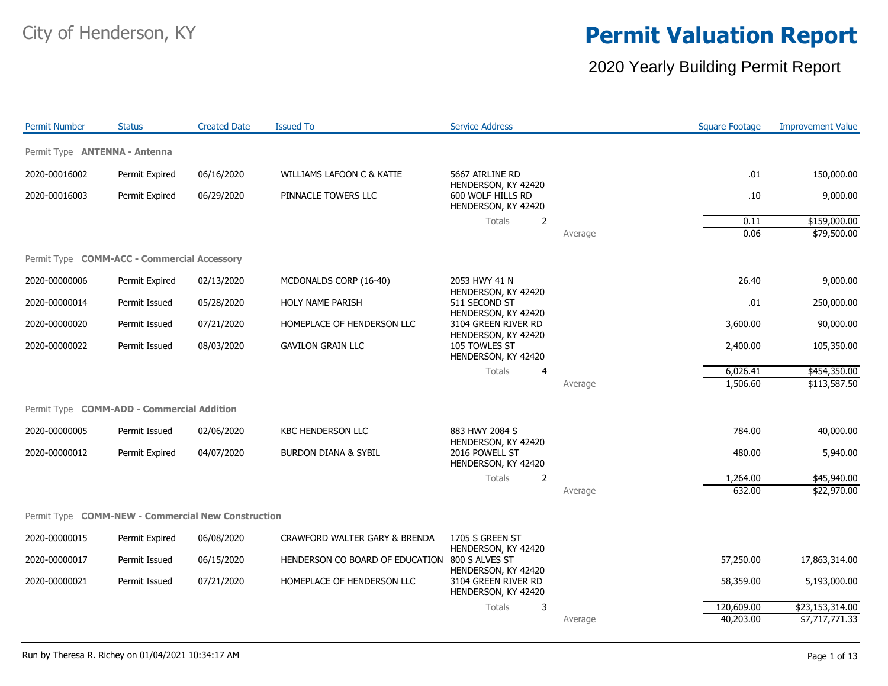City of Henderson, KY

# Permit Valuation Report

## 2020 Yearly Building Permit Report

| Permit Number | Status | Created Date | Issued To | Service Address | | Square Footage | Improvement Value |
|---|---|---|---|---|---|---|---|
| **Permit Type ANTENNA - Antenna** | | | | | | | |
| 2020-00016002 | Permit Expired | 06/16/2020 | WILLIAMS LAFOON C & KATIE | 5667 AIRLINE RD HENDERSON, KY 42420 | | .01 | 150,000.00 |
| 2020-00016003 | Permit Expired | 06/29/2020 | PINNACLE TOWERS LLC | 600 WOLF HILLS RD HENDERSON, KY 42420 | | .10 | 9,000.00 |
| | | | | Totals 2 | | 0.11 | $159,000.00 |
| | | | | | Average | 0.06 | $79,500.00 |
| **Permit Type COMM-ACC - Commercial Accessory** | | | | | | | |
| 2020-00000006 | Permit Expired | 02/13/2020 | MCDONALDS CORP (16-40) | 2053 HWY 41 N HENDERSON, KY 42420 | | 26.40 | 9,000.00 |
| 2020-00000014 | Permit Issued | 05/28/2020 | HOLY NAME PARISH | 511 SECOND ST HENDERSON, KY 42420 | | .01 | 250,000.00 |
| 2020-00000020 | Permit Issued | 07/21/2020 | HOMEPLACE OF HENDERSON LLC | 3104 GREEN RIVER RD HENDERSON, KY 42420 | | 3,600.00 | 90,000.00 |
| 2020-00000022 | Permit Issued | 08/03/2020 | GAVILON GRAIN LLC | 105 TOWLES ST HENDERSON, KY 42420 | | 2,400.00 | 105,350.00 |
| | | | | Totals 4 | | 6,026.41 | $454,350.00 |
| | | | | | Average | 1,506.60 | $113,587.50 |
| **Permit Type COMM-ADD - Commercial Addition** | | | | | | | |
| 2020-00000005 | Permit Issued | 02/06/2020 | KBC HENDERSON LLC | 883 HWY 2084 S HENDERSON, KY 42420 | | 784.00 | 40,000.00 |
| 2020-00000012 | Permit Expired | 04/07/2020 | BURDON DIANA & SYBIL | 2016 POWELL ST HENDERSON, KY 42420 | | 480.00 | 5,940.00 |
| | | | | Totals 2 | | 1,264.00 | $45,940.00 |
| | | | | | Average | 632.00 | $22,970.00 |
| **Permit Type COMM-NEW - Commercial New Construction** | | | | | | | |
| 2020-00000015 | Permit Expired | 06/08/2020 | CRAWFORD WALTER GARY & BRENDA | 1705 S GREEN ST HENDERSON, KY 42420 | | | |
| 2020-00000017 | Permit Issued | 06/15/2020 | HENDERSON CO BOARD OF EDUCATION | 800 S ALVES ST HENDERSON, KY 42420 | | 57,250.00 | 17,863,314.00 |
| 2020-00000021 | Permit Issued | 07/21/2020 | HOMEPLACE OF HENDERSON LLC | 3104 GREEN RIVER RD HENDERSON, KY 42420 | | 58,359.00 | 5,193,000.00 |
| | | | | Totals 3 | | 120,609.00 | $23,153,314.00 |
| | | | | | Average | 40,203.00 | $7,717,771.33 |

Run by Theresa R. Richey on 01/04/2021 10:34:17 AM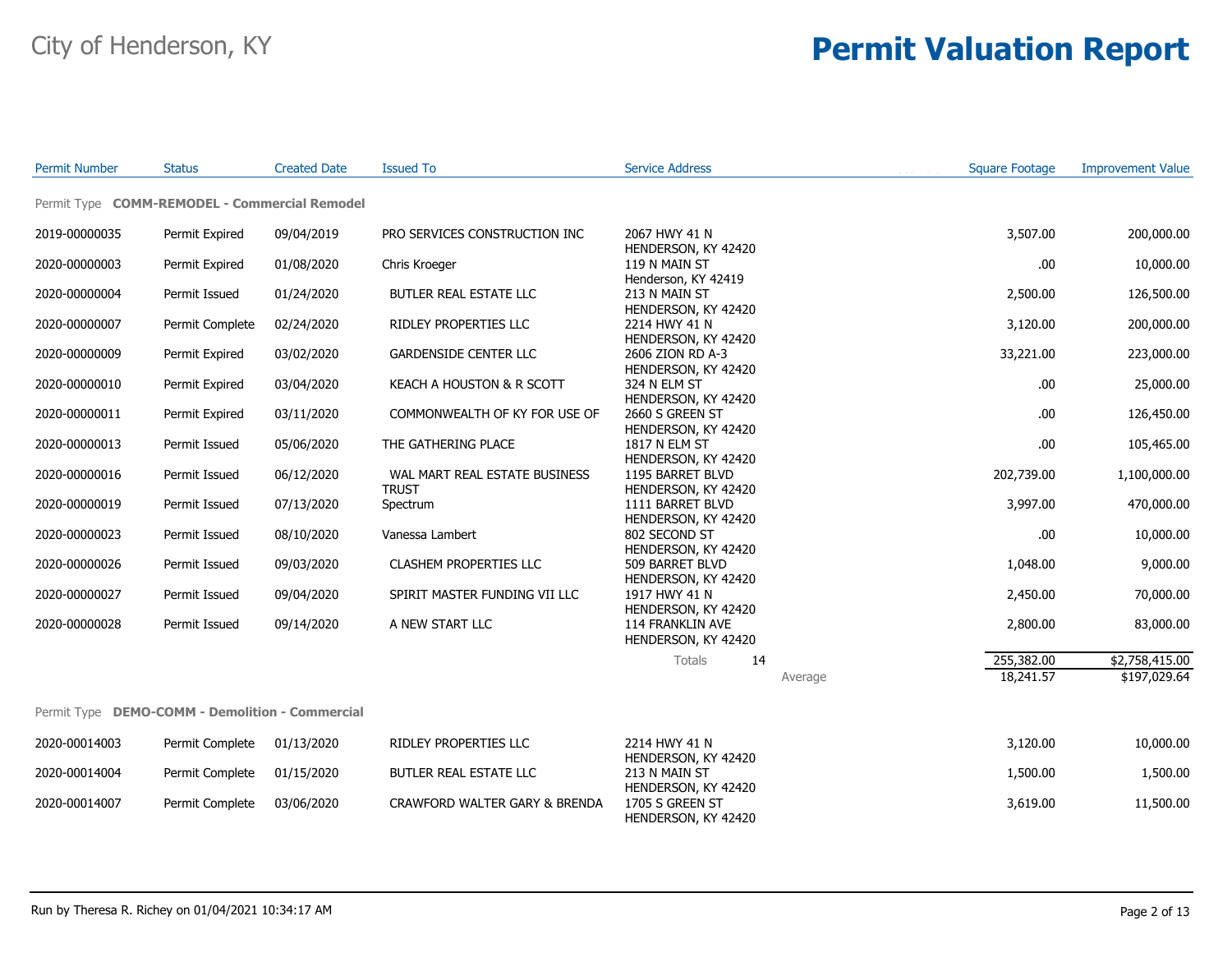# City of Henderson, KY

# Permit Valuation Report

| Permit Number | Status | Created Date | Issued To | Service Address | Square Footage | Improvement Value |
|---|---|---|---|---|---|---|
| **Permit Type COMM-REMODEL - Commercial Remodel** | | | | | | |
| 2019-00000035 | Permit Expired | 09/04/2019 | PRO SERVICES CONSTRUCTION INC | 2067 HWY 41 N HENDERSON, KY 42420 | 3,507.00 | 200,000.00 |
| 2020-00000003 | Permit Expired | 01/08/2020 | Chris Kroeger | 119 N MAIN ST Henderson, KY 42419 | .00 | 10,000.00 |
| 2020-00000004 | Permit Issued | 01/24/2020 | BUTLER REAL ESTATE LLC | 213 N MAIN ST HENDERSON, KY 42420 | 2,500.00 | 126,500.00 |
| 2020-00000007 | Permit Complete | 02/24/2020 | RIDLEY PROPERTIES LLC | 2214 HWY 41 N HENDERSON, KY 42420 | 3,120.00 | 200,000.00 |
| 2020-00000009 | Permit Expired | 03/02/2020 | GARDENSIDE CENTER LLC | 2606 ZION RD A-3 HENDERSON, KY 42420 | 33,221.00 | 223,000.00 |
| 2020-00000010 | Permit Expired | 03/04/2020 | KEACH A HOUSTON & R SCOTT | 324 N ELM ST HENDERSON, KY 42420 | .00 | 25,000.00 |
| 2020-00000011 | Permit Expired | 03/11/2020 | COMMONWEALTH OF KY FOR USE OF | 2660 S GREEN ST HENDERSON, KY 42420 | .00 | 126,450.00 |
| 2020-00000013 | Permit Issued | 05/06/2020 | THE GATHERING PLACE | 1817 N ELM ST HENDERSON, KY 42420 | .00 | 105,465.00 |
| 2020-00000016 | Permit Issued | 06/12/2020 | WAL MART REAL ESTATE BUSINESS TRUST | 1195 BARRET BLVD HENDERSON, KY 42420 | 202,739.00 | 1,100,000.00 |
| 2020-00000019 | Permit Issued | 07/13/2020 | Spectrum | 1111 BARRET BLVD HENDERSON, KY 42420 | 3,997.00 | 470,000.00 |
| 2020-00000023 | Permit Issued | 08/10/2020 | Vanessa Lambert | 802 SECOND ST HENDERSON, KY 42420 | .00 | 10,000.00 |
| 2020-00000026 | Permit Issued | 09/03/2020 | CLASHEM PROPERTIES LLC | 509 BARRET BLVD HENDERSON, KY 42420 | 1,048.00 | 9,000.00 |
| 2020-00000027 | Permit Issued | 09/04/2020 | SPIRIT MASTER FUNDING VII LLC | 1917 HWY 41 N HENDERSON, KY 42420 | 2,450.00 | 70,000.00 |
| 2020-00000028 | Permit Issued | 09/14/2020 | A NEW START LLC | 114 FRANKLIN AVE HENDERSON, KY 42420 | 2,800.00 | 83,000.00 |
| | | | | Totals 14 | 255,382.00 | $2,758,415.00 |
| | | | | Average | 18,241.57 | $197,029.64 |
| **Permit Type DEMO-COMM - Demolition - Commercial** | | | | | | |
| 2020-00014003 | Permit Complete | 01/13/2020 | RIDLEY PROPERTIES LLC | 2214 HWY 41 N HENDERSON, KY 42420 | 3,120.00 | 10,000.00 |
| 2020-00014004 | Permit Complete | 01/15/2020 | BUTLER REAL ESTATE LLC | 213 N MAIN ST HENDERSON, KY 42420 | 1,500.00 | 1,500.00 |
| 2020-00014007 | Permit Complete | 03/06/2020 | CRAWFORD WALTER GARY & BRENDA | 1705 S GREEN ST HENDERSON, KY 42420 | 3,619.00 | 11,500.00 |

Run by Theresa R. Richey on 01/04/2021 10:34:17 AM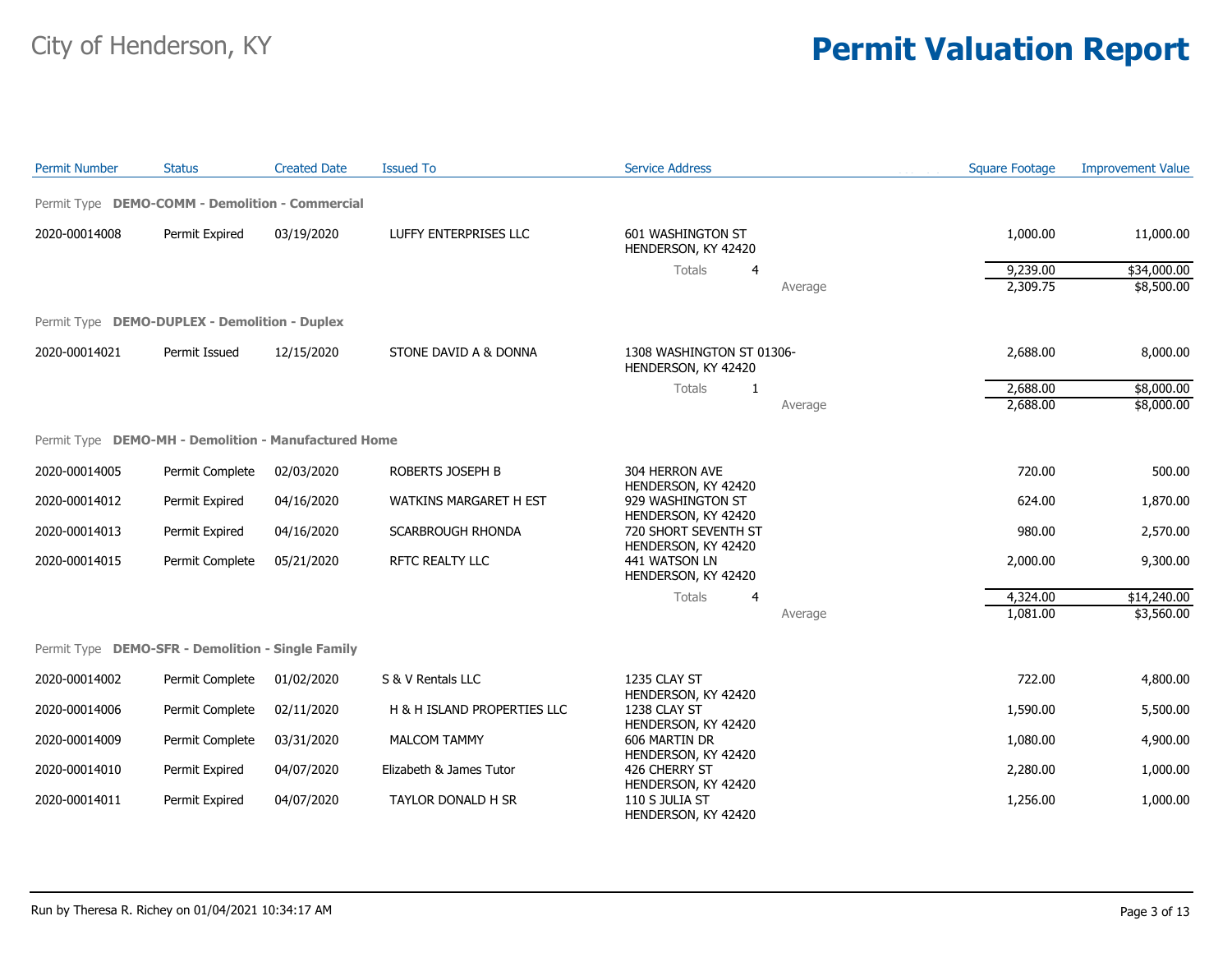# City of Henderson, KY

# Permit Valuation Report

| Permit Number | Status | Created Date | Issued To | Service Address | Square Footage | Improvement Value |
|---|---|---|---|---|---|---|
| **Permit Type DEMO-COMM - Demolition - Commercial** | | | | | | |
| 2020-00014008 | Permit Expired | 03/19/2020 | LUFFY ENTERPRISES LLC | 601 WASHINGTON ST HENDERSON, KY 42420 | 1,000.00 | 11,000.00 |
| | | | | Totals 4 | 9,239.00 | $34,000.00 |
| | | | | Average | 2,309.75 | $8,500.00 |
| **Permit Type DEMO-DUPLEX - Demolition - Duplex** | | | | | | |
| 2020-00014021 | Permit Issued | 12/15/2020 | STONE DAVID A & DONNA | 1308 WASHINGTON ST 01306- HENDERSON, KY 42420 | 2,688.00 | 8,000.00 |
| | | | | Totals 1 | 2,688.00 | $8,000.00 |
| | | | | Average | 2,688.00 | $8,000.00 |
| **Permit Type DEMO-MH - Demolition - Manufactured Home** | | | | | | |
| 2020-00014005 | Permit Complete | 02/03/2020 | ROBERTS JOSEPH B | 304 HERRON AVE HENDERSON, KY 42420 | 720.00 | 500.00 |
| 2020-00014012 | Permit Expired | 04/16/2020 | WATKINS MARGARET H EST | 929 WASHINGTON ST HENDERSON, KY 42420 | 624.00 | 1,870.00 |
| 2020-00014013 | Permit Expired | 04/16/2020 | SCARBROUGH RHONDA | 720 SHORT SEVENTH ST HENDERSON, KY 42420 | 980.00 | 2,570.00 |
| 2020-00014015 | Permit Complete | 05/21/2020 | RFTC REALTY LLC | 441 WATSON LN HENDERSON, KY 42420 | 2,000.00 | 9,300.00 |
| | | | | Totals 4 | 4,324.00 | $14,240.00 |
| | | | | Average | 1,081.00 | $3,560.00 |
| **Permit Type DEMO-SFR - Demolition - Single Family** | | | | | | |
| 2020-00014002 | Permit Complete | 01/02/2020 | S & V Rentals LLC | 1235 CLAY ST HENDERSON, KY 42420 | 722.00 | 4,800.00 |
| 2020-00014006 | Permit Complete | 02/11/2020 | H & H ISLAND PROPERTIES LLC | 1238 CLAY ST HENDERSON, KY 42420 | 1,590.00 | 5,500.00 |
| 2020-00014009 | Permit Complete | 03/31/2020 | MALCOM TAMMY | 606 MARTIN DR HENDERSON, KY 42420 | 1,080.00 | 4,900.00 |
| 2020-00014010 | Permit Expired | 04/07/2020 | Elizabeth & James Tutor | 426 CHERRY ST HENDERSON, KY 42420 | 2,280.00 | 1,000.00 |
| 2020-00014011 | Permit Expired | 04/07/2020 | TAYLOR DONALD H SR | 110 S JULIA ST HENDERSON, KY 42420 | 1,256.00 | 1,000.00 |

Run by Theresa R. Richey on 01/04/2021 10:34:17 AM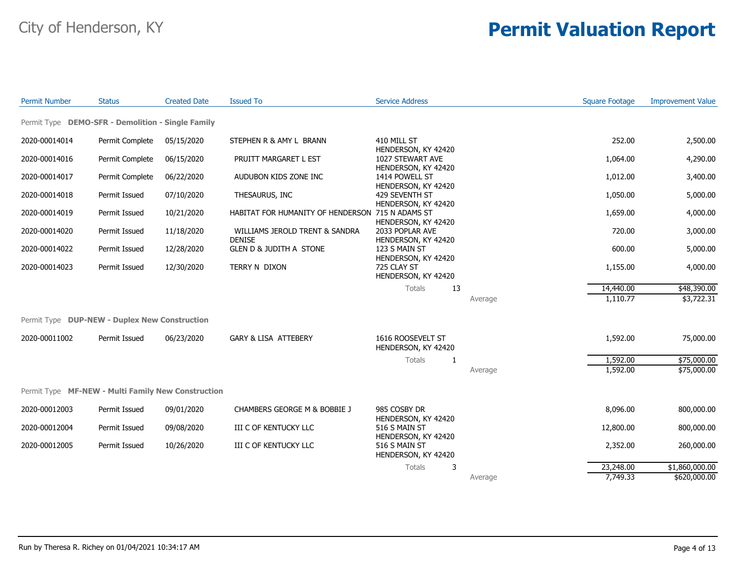# City of Henderson, KY

# Permit Valuation Report

| Permit Number | Status | Created Date | Issued To | Service Address | Square Footage | Improvement Value |
|---|---|---|---|---|---|---|
| **Permit Type DEMO-SFR - Demolition - Single Family** | | | | | | |
| 2020-00014014 | Permit Complete | 05/15/2020 | STEPHEN R & AMY L BRANN | 410 MILL ST HENDERSON, KY 42420 | 252.00 | 2,500.00 |
| 2020-00014016 | Permit Complete | 06/15/2020 | PRUITT MARGARET L EST | 1027 STEWART AVE HENDERSON, KY 42420 | 1,064.00 | 4,290.00 |
| 2020-00014017 | Permit Complete | 06/22/2020 | AUDUBON KIDS ZONE INC | 1414 POWELL ST HENDERSON, KY 42420 | 1,012.00 | 3,400.00 |
| 2020-00014018 | Permit Issued | 07/10/2020 | THESAURUS, INC | 429 SEVENTH ST HENDERSON, KY 42420 | 1,050.00 | 5,000.00 |
| 2020-00014019 | Permit Issued | 10/21/2020 | HABITAT FOR HUMANITY OF HENDERSON | 715 N ADAMS ST HENDERSON, KY 42420 | 1,659.00 | 4,000.00 |
| 2020-00014020 | Permit Issued | 11/18/2020 | WILLIAMS JEROLD TRENT & SANDRA DENISE | 2033 POPLAR AVE HENDERSON, KY 42420 | 720.00 | 3,000.00 |
| 2020-00014022 | Permit Issued | 12/28/2020 | GLEN D & JUDITH A STONE | 123 S MAIN ST HENDERSON, KY 42420 | 600.00 | 5,000.00 |
| 2020-00014023 | Permit Issued | 12/30/2020 | TERRY N DIXON | 725 CLAY ST HENDERSON, KY 42420 | 1,155.00 | 4,000.00 |
| | | | | Totals 13 | 14,440.00 | $48,390.00 |
| | | | | Average | 1,110.77 | $3,722.31 |
| **Permit Type DUP-NEW - Duplex New Construction** | | | | | | |
| 2020-00011002 | Permit Issued | 06/23/2020 | GARY & LISA ATTEBERY | 1616 ROOSEVELT ST HENDERSON, KY 42420 | 1,592.00 | 75,000.00 |
| | | | | Totals 1 | 1,592.00 | $75,000.00 |
| | | | | Average | 1,592.00 | $75,000.00 |
| **Permit Type MF-NEW - Multi Family New Construction** | | | | | | |
| 2020-00012003 | Permit Issued | 09/01/2020 | CHAMBERS GEORGE M & BOBBIE J | 985 COSBY DR HENDERSON, KY 42420 | 8,096.00 | 800,000.00 |
| 2020-00012004 | Permit Issued | 09/08/2020 | III C OF KENTUCKY LLC | 516 S MAIN ST HENDERSON, KY 42420 | 12,800.00 | 800,000.00 |
| 2020-00012005 | Permit Issued | 10/26/2020 | III C OF KENTUCKY LLC | 516 S MAIN ST HENDERSON, KY 42420 | 2,352.00 | 260,000.00 |
| | | | | Totals 3 | 23,248.00 | $1,860,000.00 |
| | | | | Average | 7,749.33 | $620,000.00 |

Run by Theresa R. Richey on 01/04/2021 10:34:17 AM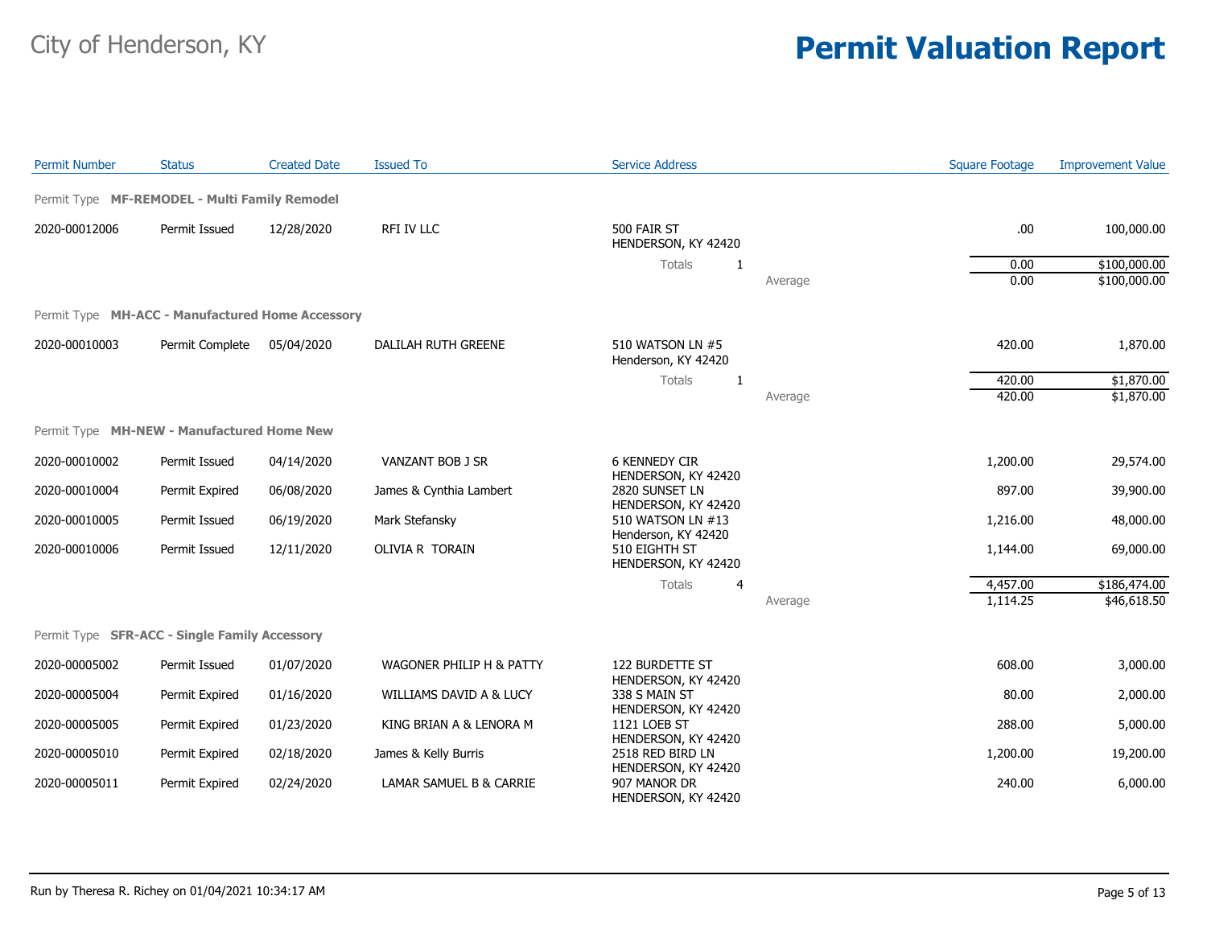# City of Henderson, KY

# Permit Valuation Report

| Permit Number | Status | Created Date | Issued To | Service Address | | Square Footage | Improvement Value |
|---|---|---|---|---|---|---|---|
| **Permit Type MF-REMODEL - Multi Family Remodel** | | | | | | | |
| 2020-00012006 | Permit Issued | 12/28/2020 | RFI IV LLC | 500 FAIR ST HENDERSON, KY 42420 | | .00 | 100,000.00 |
| | | | | Totals 1 | | 0.00 | $100,000.00 |
| | | | | | Average | 0.00 | $100,000.00 |
| **Permit Type MH-ACC - Manufactured Home Accessory** | | | | | | | |
| 2020-00010003 | Permit Complete | 05/04/2020 | DALILAH RUTH GREENE | 510 WATSON LN #5 Henderson, KY 42420 | | 420.00 | 1,870.00 |
| | | | | Totals 1 | | 420.00 | $1,870.00 |
| | | | | | Average | 420.00 | $1,870.00 |
| **Permit Type MH-NEW - Manufactured Home New** | | | | | | | |
| 2020-00010002 | Permit Issued | 04/14/2020 | VANZANT BOB J SR | 6 KENNEDY CIR HENDERSON, KY 42420 | | 1,200.00 | 29,574.00 |
| 2020-00010004 | Permit Expired | 06/08/2020 | James & Cynthia Lambert | 2820 SUNSET LN HENDERSON, KY 42420 | | 897.00 | 39,900.00 |
| 2020-00010005 | Permit Issued | 06/19/2020 | Mark Stefansky | 510 WATSON LN #13 Henderson, KY 42420 | | 1,216.00 | 48,000.00 |
| 2020-00010006 | Permit Issued | 12/11/2020 | OLIVIA R TORAIN | 510 EIGHTH ST HENDERSON, KY 42420 | | 1,144.00 | 69,000.00 |
| | | | | Totals 4 | | 4,457.00 | $186,474.00 |
| | | | | | Average | 1,114.25 | $46,618.50 |
| **Permit Type SFR-ACC - Single Family Accessory** | | | | | | | |
| 2020-00005002 | Permit Issued | 01/07/2020 | WAGONER PHILIP H & PATTY | 122 BURDETTE ST HENDERSON, KY 42420 | | 608.00 | 3,000.00 |
| 2020-00005004 | Permit Expired | 01/16/2020 | WILLIAMS DAVID A & LUCY | 338 S MAIN ST HENDERSON, KY 42420 | | 80.00 | 2,000.00 |
| 2020-00005005 | Permit Expired | 01/23/2020 | KING BRIAN A & LENORA M | 1121 LOEB ST HENDERSON, KY 42420 | | 288.00 | 5,000.00 |
| 2020-00005010 | Permit Expired | 02/18/2020 | James & Kelly Burris | 2518 RED BIRD LN HENDERSON, KY 42420 | | 1,200.00 | 19,200.00 |
| 2020-00005011 | Permit Expired | 02/24/2020 | LAMAR SAMUEL B & CARRIE | 907 MANOR DR HENDERSON, KY 42420 | | 240.00 | 6,000.00 |

Run by Theresa R. Richey on 01/04/2021 10:34:17 AM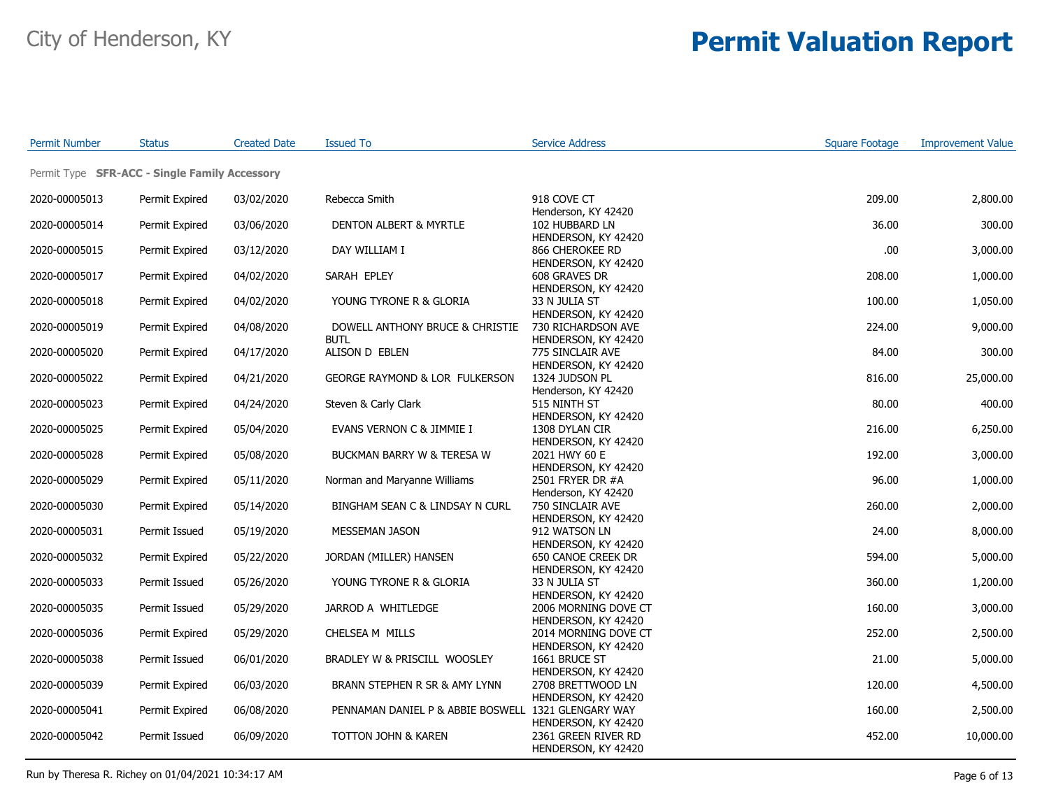City of Henderson, KY

# Permit Valuation Report

| Permit Number | Status | Created Date | Issued To | Service Address | Square Footage | Improvement Value |
|---|---|---|---|---|---|---|
| Permit Type **SFR-ACC - Single Family Accessory** | | | | | | |
| 2020-00005013 | Permit Expired | 03/02/2020 | Rebecca Smith | 918 COVE CT Henderson, KY 42420 | 209.00 | 2,800.00 |
| 2020-00005014 | Permit Expired | 03/06/2020 | DENTON ALBERT & MYRTLE | 102 HUBBARD LN HENDERSON, KY 42420 | 36.00 | 300.00 |
| 2020-00005015 | Permit Expired | 03/12/2020 | DAY WILLIAM I | 866 CHEROKEE RD HENDERSON, KY 42420 | .00 | 3,000.00 |
| 2020-00005017 | Permit Expired | 04/02/2020 | SARAH EPLEY | 608 GRAVES DR HENDERSON, KY 42420 | 208.00 | 1,000.00 |
| 2020-00005018 | Permit Expired | 04/02/2020 | YOUNG TYRONE R & GLORIA | 33 N JULIA ST HENDERSON, KY 42420 | 100.00 | 1,050.00 |
| 2020-00005019 | Permit Expired | 04/08/2020 | DOWELL ANTHONY BRUCE & CHRISTIE BUTL | 730 RICHARDSON AVE HENDERSON, KY 42420 | 224.00 | 9,000.00 |
| 2020-00005020 | Permit Expired | 04/17/2020 | ALISON D EBLEN | 775 SINCLAIR AVE HENDERSON, KY 42420 | 84.00 | 300.00 |
| 2020-00005022 | Permit Expired | 04/21/2020 | GEORGE RAYMOND & LOR FULKERSON | 1324 JUDSON PL Henderson, KY 42420 | 816.00 | 25,000.00 |
| 2020-00005023 | Permit Expired | 04/24/2020 | Steven & Carly Clark | 515 NINTH ST HENDERSON, KY 42420 | 80.00 | 400.00 |
| 2020-00005025 | Permit Expired | 05/04/2020 | EVANS VERNON C & JIMMIE I | 1308 DYLAN CIR HENDERSON, KY 42420 | 216.00 | 6,250.00 |
| 2020-00005028 | Permit Expired | 05/08/2020 | BUCKMAN BARRY W & TERESA W | 2021 HWY 60 E HENDERSON, KY 42420 | 192.00 | 3,000.00 |
| 2020-00005029 | Permit Expired | 05/11/2020 | Norman and Maryanne Williams | 2501 FRYER DR #A Henderson, KY 42420 | 96.00 | 1,000.00 |
| 2020-00005030 | Permit Expired | 05/14/2020 | BINGHAM SEAN C & LINDSAY N CURL | 750 SINCLAIR AVE HENDERSON, KY 42420 | 260.00 | 2,000.00 |
| 2020-00005031 | Permit Issued | 05/19/2020 | MESSEMAN JASON | 912 WATSON LN HENDERSON, KY 42420 | 24.00 | 8,000.00 |
| 2020-00005032 | Permit Expired | 05/22/2020 | JORDAN (MILLER) HANSEN | 650 CANOE CREEK DR HENDERSON, KY 42420 | 594.00 | 5,000.00 |
| 2020-00005033 | Permit Issued | 05/26/2020 | YOUNG TYRONE R & GLORIA | 33 N JULIA ST HENDERSON, KY 42420 | 360.00 | 1,200.00 |
| 2020-00005035 | Permit Issued | 05/29/2020 | JARROD A WHITLEDGE | 2006 MORNING DOVE CT HENDERSON, KY 42420 | 160.00 | 3,000.00 |
| 2020-00005036 | Permit Expired | 05/29/2020 | CHELSEA M MILLS | 2014 MORNING DOVE CT HENDERSON, KY 42420 | 252.00 | 2,500.00 |
| 2020-00005038 | Permit Issued | 06/01/2020 | BRADLEY W & PRISCILL WOOSLEY | 1661 BRUCE ST HENDERSON, KY 42420 | 21.00 | 5,000.00 |
| 2020-00005039 | Permit Expired | 06/03/2020 | BRANN STEPHEN R SR & AMY LYNN | 2708 BRETTWOOD LN HENDERSON, KY 42420 | 120.00 | 4,500.00 |
| 2020-00005041 | Permit Expired | 06/08/2020 | PENNAMAN DANIEL P & ABBIE BOSWELL | 1321 GLENGARY WAY HENDERSON, KY 42420 | 160.00 | 2,500.00 |
| 2020-00005042 | Permit Issued | 06/09/2020 | TOTTON JOHN & KAREN | 2361 GREEN RIVER RD HENDERSON, KY 42420 | 452.00 | 10,000.00 |

Run by Theresa R. Richey on 01/04/2021 10:34:17 AM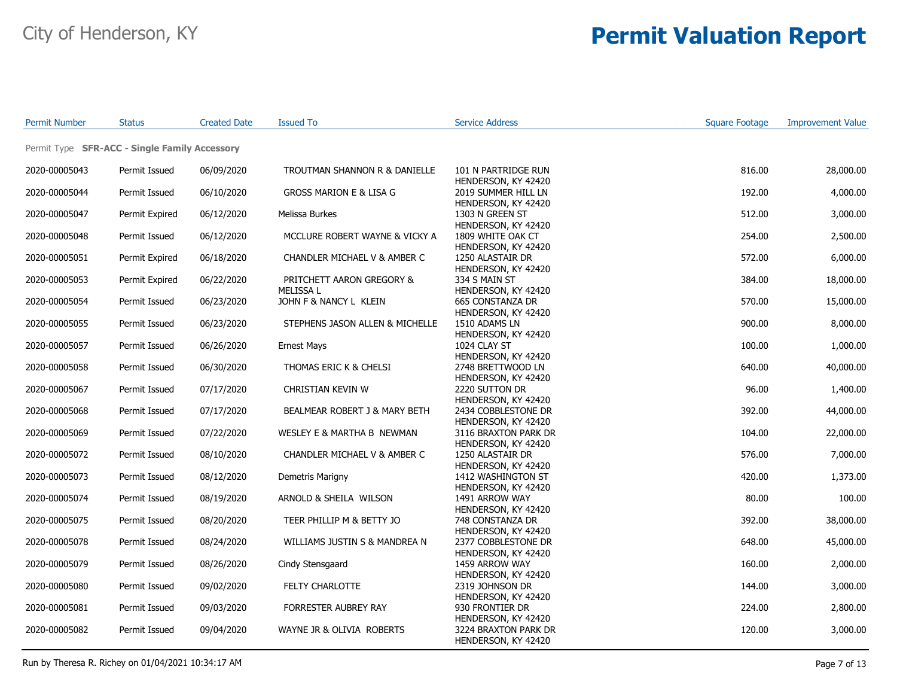City of Henderson, KY

# Permit Valuation Report

| Permit Number | Status | Created Date | Issued To | Service Address | Square Footage | Improvement Value |
|---|---|---|---|---|---|---|
| Permit Type **SFR-ACC - Single Family Accessory** | | | | | | |
| 2020-00005043 | Permit Issued | 06/09/2020 | TROUTMAN SHANNON R & DANIELLE | 101 N PARTRIDGE RUN HENDERSON, KY 42420 | 816.00 | 28,000.00 |
| 2020-00005044 | Permit Issued | 06/10/2020 | GROSS MARION E & LISA G | 2019 SUMMER HILL LN HENDERSON, KY 42420 | 192.00 | 4,000.00 |
| 2020-00005047 | Permit Expired | 06/12/2020 | Melissa Burkes | 1303 N GREEN ST HENDERSON, KY 42420 | 512.00 | 3,000.00 |
| 2020-00005048 | Permit Issued | 06/12/2020 | MCCLURE ROBERT WAYNE & VICKY A | 1809 WHITE OAK CT HENDERSON, KY 42420 | 254.00 | 2,500.00 |
| 2020-00005051 | Permit Expired | 06/18/2020 | CHANDLER MICHAEL V & AMBER C | 1250 ALASTAIR DR HENDERSON, KY 42420 | 572.00 | 6,000.00 |
| 2020-00005053 | Permit Expired | 06/22/2020 | PRITCHETT AARON GREGORY & MELISSA L | 334 S MAIN ST HENDERSON, KY 42420 | 384.00 | 18,000.00 |
| 2020-00005054 | Permit Issued | 06/23/2020 | JOHN F & NANCY L KLEIN | 665 CONSTANZA DR HENDERSON, KY 42420 | 570.00 | 15,000.00 |
| 2020-00005055 | Permit Issued | 06/23/2020 | STEPHENS JASON ALLEN & MICHELLE | 1510 ADAMS LN HENDERSON, KY 42420 | 900.00 | 8,000.00 |
| 2020-00005057 | Permit Issued | 06/26/2020 | Ernest Mays | 1024 CLAY ST HENDERSON, KY 42420 | 100.00 | 1,000.00 |
| 2020-00005058 | Permit Issued | 06/30/2020 | THOMAS ERIC K & CHELSI | 2748 BRETTWOOD LN HENDERSON, KY 42420 | 640.00 | 40,000.00 |
| 2020-00005067 | Permit Issued | 07/17/2020 | CHRISTIAN KEVIN W | 2220 SUTTON DR HENDERSON, KY 42420 | 96.00 | 1,400.00 |
| 2020-00005068 | Permit Issued | 07/17/2020 | BEALMEAR ROBERT J & MARY BETH | 2434 COBBLESTONE DR HENDERSON, KY 42420 | 392.00 | 44,000.00 |
| 2020-00005069 | Permit Issued | 07/22/2020 | WESLEY E & MARTHA B NEWMAN | 3116 BRAXTON PARK DR HENDERSON, KY 42420 | 104.00 | 22,000.00 |
| 2020-00005072 | Permit Issued | 08/10/2020 | CHANDLER MICHAEL V & AMBER C | 1250 ALASTAIR DR HENDERSON, KY 42420 | 576.00 | 7,000.00 |
| 2020-00005073 | Permit Issued | 08/12/2020 | Demetris Marigny | 1412 WASHINGTON ST HENDERSON, KY 42420 | 420.00 | 1,373.00 |
| 2020-00005074 | Permit Issued | 08/19/2020 | ARNOLD & SHEILA WILSON | 1491 ARROW WAY HENDERSON, KY 42420 | 80.00 | 100.00 |
| 2020-00005075 | Permit Issued | 08/20/2020 | TEER PHILLIP M & BETTY JO | 748 CONSTANZA DR HENDERSON, KY 42420 | 392.00 | 38,000.00 |
| 2020-00005078 | Permit Issued | 08/24/2020 | WILLIAMS JUSTIN S & MANDREA N | 2377 COBBLESTONE DR HENDERSON, KY 42420 | 648.00 | 45,000.00 |
| 2020-00005079 | Permit Issued | 08/26/2020 | Cindy Stensgaard | 1459 ARROW WAY HENDERSON, KY 42420 | 160.00 | 2,000.00 |
| 2020-00005080 | Permit Issued | 09/02/2020 | FELTY CHARLOTTE | 2319 JOHNSON DR HENDERSON, KY 42420 | 144.00 | 3,000.00 |
| 2020-00005081 | Permit Issued | 09/03/2020 | FORRESTER AUBREY RAY | 930 FRONTIER DR HENDERSON, KY 42420 | 224.00 | 2,800.00 |
| 2020-00005082 | Permit Issued | 09/04/2020 | WAYNE JR & OLIVIA ROBERTS | 3224 BRAXTON PARK DR HENDERSON, KY 42420 | 120.00 | 3,000.00 |

Run by Theresa R. Richey on 01/04/2021 10:34:17 AM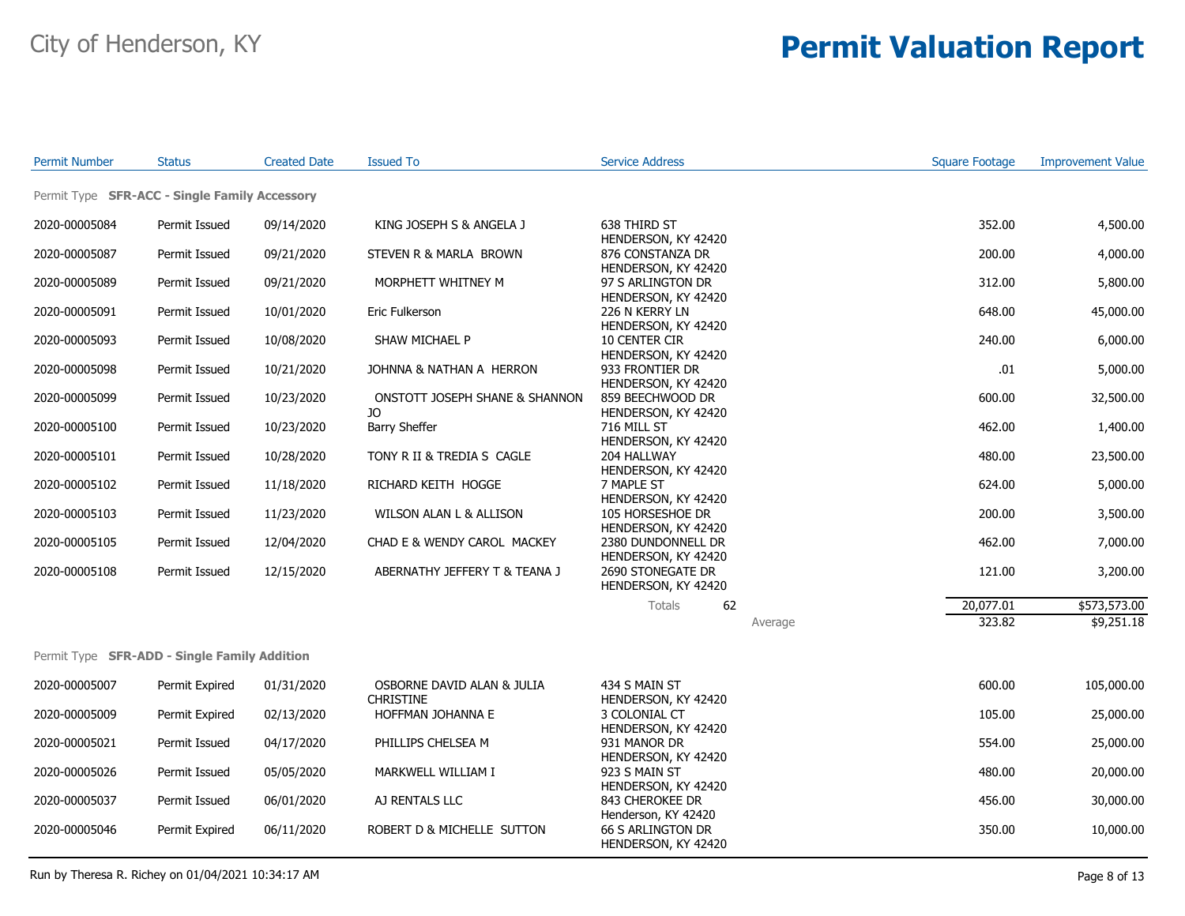# City of Henderson, KY

# Permit Valuation Report

| Permit Number | Status | Created Date | Issued To | Service Address | Square Footage | Improvement Value |
|---|---|---|---|---|---|---|
| **Permit Type SFR-ACC - Single Family Accessory** | | | | | | |
| 2020-00005084 | Permit Issued | 09/14/2020 | KING JOSEPH S & ANGELA J | 638 THIRD ST HENDERSON, KY 42420 | 352.00 | 4,500.00 |
| 2020-00005087 | Permit Issued | 09/21/2020 | STEVEN R & MARLA BROWN | 876 CONSTANZA DR HENDERSON, KY 42420 | 200.00 | 4,000.00 |
| 2020-00005089 | Permit Issued | 09/21/2020 | MORPHETT WHITNEY M | 97 S ARLINGTON DR HENDERSON, KY 42420 | 312.00 | 5,800.00 |
| 2020-00005091 | Permit Issued | 10/01/2020 | Eric Fulkerson | 226 N KERRY LN HENDERSON, KY 42420 | 648.00 | 45,000.00 |
| 2020-00005093 | Permit Issued | 10/08/2020 | SHAW MICHAEL P | 10 CENTER CIR HENDERSON, KY 42420 | 240.00 | 6,000.00 |
| 2020-00005098 | Permit Issued | 10/21/2020 | JOHNNA & NATHAN A HERRON | 933 FRONTIER DR HENDERSON, KY 42420 | .01 | 5,000.00 |
| 2020-00005099 | Permit Issued | 10/23/2020 | ONSTOTT JOSEPH SHANE & SHANNON JO | 859 BEECHWOOD DR HENDERSON, KY 42420 | 600.00 | 32,500.00 |
| 2020-00005100 | Permit Issued | 10/23/2020 | Barry Sheffer | 716 MILL ST HENDERSON, KY 42420 | 462.00 | 1,400.00 |
| 2020-00005101 | Permit Issued | 10/28/2020 | TONY R II & TREDIA S CAGLE | 204 HALLWAY HENDERSON, KY 42420 | 480.00 | 23,500.00 |
| 2020-00005102 | Permit Issued | 11/18/2020 | RICHARD KEITH HOGGE | 7 MAPLE ST HENDERSON, KY 42420 | 624.00 | 5,000.00 |
| 2020-00005103 | Permit Issued | 11/23/2020 | WILSON ALAN L & ALLISON | 105 HORSESHOE DR HENDERSON, KY 42420 | 200.00 | 3,500.00 |
| 2020-00005105 | Permit Issued | 12/04/2020 | CHAD E & WENDY CAROL MACKEY | 2380 DUNDONNELL DR HENDERSON, KY 42420 | 462.00 | 7,000.00 |
| 2020-00005108 | Permit Issued | 12/15/2020 | ABERNATHY JEFFERY T & TEANA J | 2690 STONEGATE DR HENDERSON, KY 42420 | 121.00 | 3,200.00 |
| | | | | Totals 62 | 20,077.01 | $573,573.00 |
| | | | | Average | 323.82 | $9,251.18 |
| **Permit Type SFR-ADD - Single Family Addition** | | | | | | |
| 2020-00005007 | Permit Expired | 01/31/2020 | OSBORNE DAVID ALAN & JULIA CHRISTINE | 434 S MAIN ST HENDERSON, KY 42420 | 600.00 | 105,000.00 |
| 2020-00005009 | Permit Expired | 02/13/2020 | HOFFMAN JOHANNA E | 3 COLONIAL CT HENDERSON, KY 42420 | 105.00 | 25,000.00 |
| 2020-00005021 | Permit Issued | 04/17/2020 | PHILLIPS CHELSEA M | 931 MANOR DR HENDERSON, KY 42420 | 554.00 | 25,000.00 |
| 2020-00005026 | Permit Issued | 05/05/2020 | MARKWELL WILLIAM I | 923 S MAIN ST HENDERSON, KY 42420 | 480.00 | 20,000.00 |
| 2020-00005037 | Permit Issued | 06/01/2020 | AJ RENTALS LLC | 843 CHEROKEE DR Henderson, KY 42420 | 456.00 | 30,000.00 |
| 2020-00005046 | Permit Expired | 06/11/2020 | ROBERT D & MICHELLE SUTTON | 66 S ARLINGTON DR HENDERSON, KY 42420 | 350.00 | 10,000.00 |

Run by Theresa R. Richey on 01/04/2021 10:34:17 AM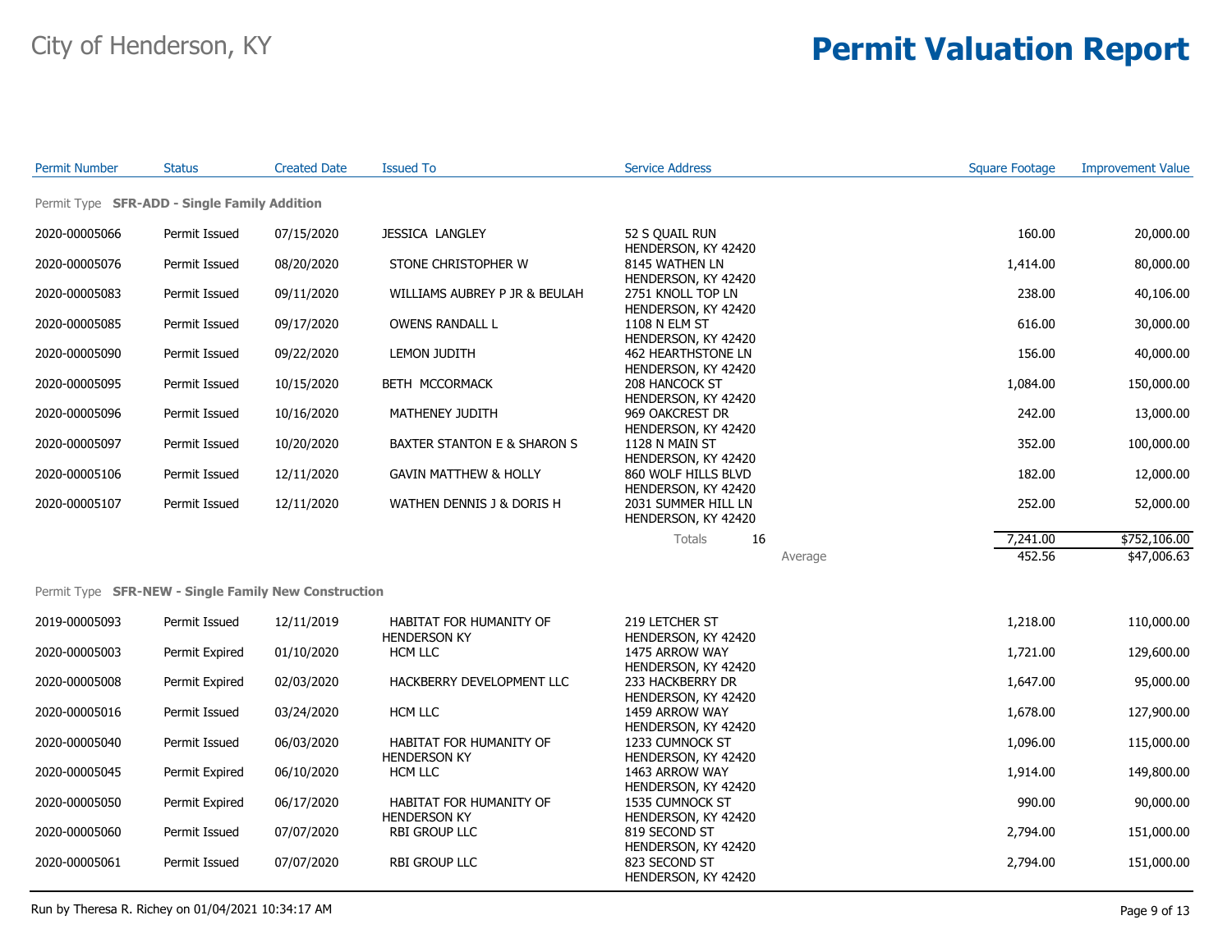City of Henderson, KY

# Permit Valuation Report

| Permit Number | Status | Created Date | Issued To | Service Address | Square Footage | Improvement Value |
|---|---|---|---|---|---|---|
| **Permit Type SFR-ADD - Single Family Addition** | | | | | | |
| 2020-00005066 | Permit Issued | 07/15/2020 | JESSICA LANGLEY | 52 S QUAIL RUN HENDERSON, KY 42420 | 160.00 | 20,000.00 |
| 2020-00005076 | Permit Issued | 08/20/2020 | STONE CHRISTOPHER W | 8145 WATHEN LN HENDERSON, KY 42420 | 1,414.00 | 80,000.00 |
| 2020-00005083 | Permit Issued | 09/11/2020 | WILLIAMS AUBREY P JR & BEULAH | 2751 KNOLL TOP LN HENDERSON, KY 42420 | 238.00 | 40,106.00 |
| 2020-00005085 | Permit Issued | 09/17/2020 | OWENS RANDALL L | 1108 N ELM ST HENDERSON, KY 42420 | 616.00 | 30,000.00 |
| 2020-00005090 | Permit Issued | 09/22/2020 | LEMON JUDITH | 462 HEARTHSTONE LN HENDERSON, KY 42420 | 156.00 | 40,000.00 |
| 2020-00005095 | Permit Issued | 10/15/2020 | BETH MCCORMACK | 208 HANCOCK ST HENDERSON, KY 42420 | 1,084.00 | 150,000.00 |
| 2020-00005096 | Permit Issued | 10/16/2020 | MATHENEY JUDITH | 969 OAKCREST DR HENDERSON, KY 42420 | 242.00 | 13,000.00 |
| 2020-00005097 | Permit Issued | 10/20/2020 | BAXTER STANTON E & SHARON S | 1128 N MAIN ST HENDERSON, KY 42420 | 352.00 | 100,000.00 |
| 2020-00005106 | Permit Issued | 12/11/2020 | GAVIN MATTHEW & HOLLY | 860 WOLF HILLS BLVD HENDERSON, KY 42420 | 182.00 | 12,000.00 |
| 2020-00005107 | Permit Issued | 12/11/2020 | WATHEN DENNIS J & DORIS H | 2031 SUMMER HILL LN HENDERSON, KY 42420 | 252.00 | 52,000.00 |
| | | | | Totals 16 | 7,241.00 | $752,106.00 |
| | | | | Average | 452.56 | $47,006.63 |
| **Permit Type SFR-NEW - Single Family New Construction** | | | | | | |
| 2019-00005093 | Permit Issued | 12/11/2019 | HABITAT FOR HUMANITY OF HENDERSON KY | 219 LETCHER ST HENDERSON, KY 42420 | 1,218.00 | 110,000.00 |
| 2020-00005003 | Permit Expired | 01/10/2020 | HCM LLC | 1475 ARROW WAY HENDERSON, KY 42420 | 1,721.00 | 129,600.00 |
| 2020-00005008 | Permit Expired | 02/03/2020 | HACKBERRY DEVELOPMENT LLC | 233 HACKBERRY DR HENDERSON, KY 42420 | 1,647.00 | 95,000.00 |
| 2020-00005016 | Permit Issued | 03/24/2020 | HCM LLC | 1459 ARROW WAY HENDERSON, KY 42420 | 1,678.00 | 127,900.00 |
| 2020-00005040 | Permit Issued | 06/03/2020 | HABITAT FOR HUMANITY OF HENDERSON KY | 1233 CUMNOCK ST HENDERSON, KY 42420 | 1,096.00 | 115,000.00 |
| 2020-00005045 | Permit Expired | 06/10/2020 | HCM LLC | 1463 ARROW WAY HENDERSON, KY 42420 | 1,914.00 | 149,800.00 |
| 2020-00005050 | Permit Expired | 06/17/2020 | HABITAT FOR HUMANITY OF HENDERSON KY | 1535 CUMNOCK ST HENDERSON, KY 42420 | 990.00 | 90,000.00 |
| 2020-00005060 | Permit Issued | 07/07/2020 | RBI GROUP LLC | 819 SECOND ST HENDERSON, KY 42420 | 2,794.00 | 151,000.00 |
| 2020-00005061 | Permit Issued | 07/07/2020 | RBI GROUP LLC | 823 SECOND ST HENDERSON, KY 42420 | 2,794.00 | 151,000.00 |

Run by Theresa R. Richey on 01/04/2021 10:34:17 AM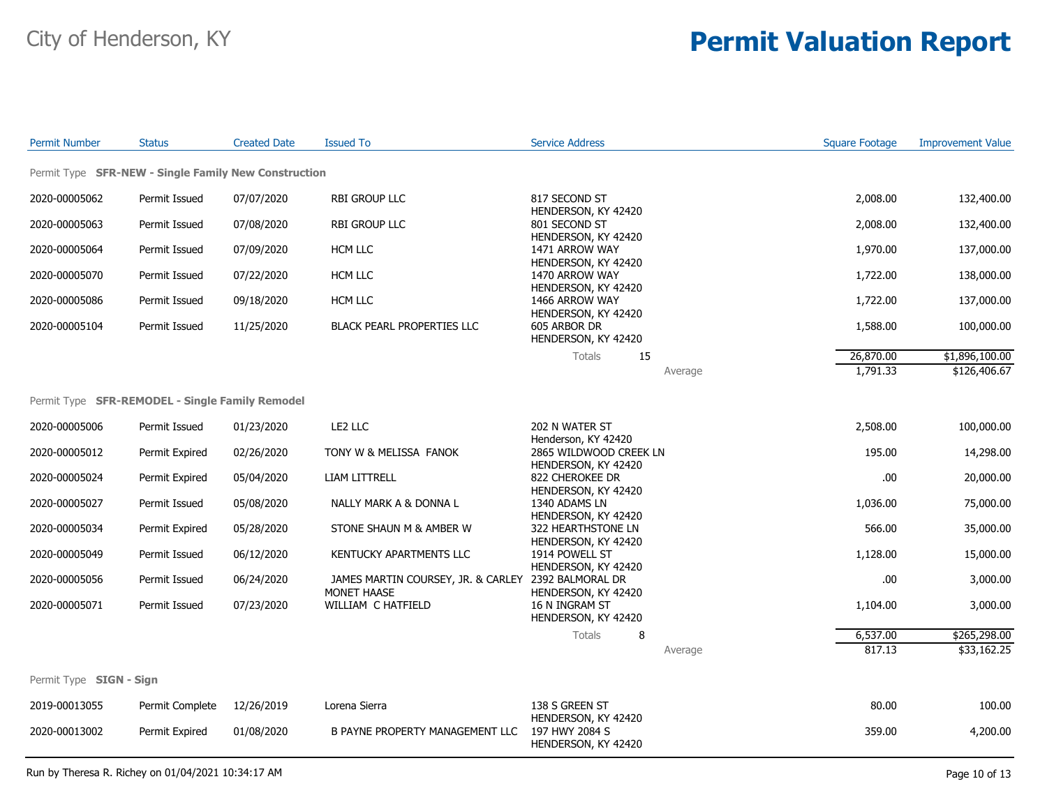City of Henderson, KY

# Permit Valuation Report

| Permit Number | Status | Created Date | Issued To | Service Address | Square Footage | Improvement Value |
|---|---|---|---|---|---|---|
| **Permit Type SFR-NEW - Single Family New Construction** | | | | | | |
| 2020-00005062 | Permit Issued | 07/07/2020 | RBI GROUP LLC | 817 SECOND ST HENDERSON, KY 42420 | 2,008.00 | 132,400.00 |
| 2020-00005063 | Permit Issued | 07/08/2020 | RBI GROUP LLC | 801 SECOND ST HENDERSON, KY 42420 | 2,008.00 | 132,400.00 |
| 2020-00005064 | Permit Issued | 07/09/2020 | HCM LLC | 1471 ARROW WAY HENDERSON, KY 42420 | 1,970.00 | 137,000.00 |
| 2020-00005070 | Permit Issued | 07/22/2020 | HCM LLC | 1470 ARROW WAY HENDERSON, KY 42420 | 1,722.00 | 138,000.00 |
| 2020-00005086 | Permit Issued | 09/18/2020 | HCM LLC | 1466 ARROW WAY HENDERSON, KY 42420 | 1,722.00 | 137,000.00 |
| 2020-00005104 | Permit Issued | 11/25/2020 | BLACK PEARL PROPERTIES LLC | 605 ARBOR DR HENDERSON, KY 42420 | 1,588.00 | 100,000.00 |
| | | | | Totals 15 | 26,870.00 | $1,896,100.00 |
| | | | | Average | 1,791.33 | $126,406.67 |
| **Permit Type SFR-REMODEL - Single Family Remodel** | | | | | | |
| 2020-00005006 | Permit Issued | 01/23/2020 | LE2 LLC | 202 N WATER ST Henderson, KY 42420 | 2,508.00 | 100,000.00 |
| 2020-00005012 | Permit Expired | 02/26/2020 | TONY W & MELISSA FANOK | 2865 WILDWOOD CREEK LN HENDERSON, KY 42420 | 195.00 | 14,298.00 |
| 2020-00005024 | Permit Expired | 05/04/2020 | LIAM LITTRELL | 822 CHEROKEE DR HENDERSON, KY 42420 | .00 | 20,000.00 |
| 2020-00005027 | Permit Issued | 05/08/2020 | NALLY MARK A & DONNA L | 1340 ADAMS LN HENDERSON, KY 42420 | 1,036.00 | 75,000.00 |
| 2020-00005034 | Permit Expired | 05/28/2020 | STONE SHAUN M & AMBER W | 322 HEARTHSTONE LN HENDERSON, KY 42420 | 566.00 | 35,000.00 |
| 2020-00005049 | Permit Issued | 06/12/2020 | KENTUCKY APARTMENTS LLC | 1914 POWELL ST HENDERSON, KY 42420 | 1,128.00 | 15,000.00 |
| 2020-00005056 | Permit Issued | 06/24/2020 | JAMES MARTIN COURSEY, JR. & CARLEY MONET HAASE | 2392 BALMORAL DR HENDERSON, KY 42420 | .00 | 3,000.00 |
| 2020-00005071 | Permit Issued | 07/23/2020 | WILLIAM C HATFIELD | 16 N INGRAM ST HENDERSON, KY 42420 | 1,104.00 | 3,000.00 |
| | | | | Totals 8 | 6,537.00 | $265,298.00 |
| | | | | Average | 817.13 | $33,162.25 |
| **Permit Type SIGN - Sign** | | | | | | |
| 2019-00013055 | Permit Complete | 12/26/2019 | Lorena Sierra | 138 S GREEN ST HENDERSON, KY 42420 | 80.00 | 100.00 |
| 2020-00013002 | Permit Expired | 01/08/2020 | B PAYNE PROPERTY MANAGEMENT LLC | 197 HWY 2084 S HENDERSON, KY 42420 | 359.00 | 4,200.00 |

Run by Theresa R. Richey on 01/04/2021 10:34:17 AM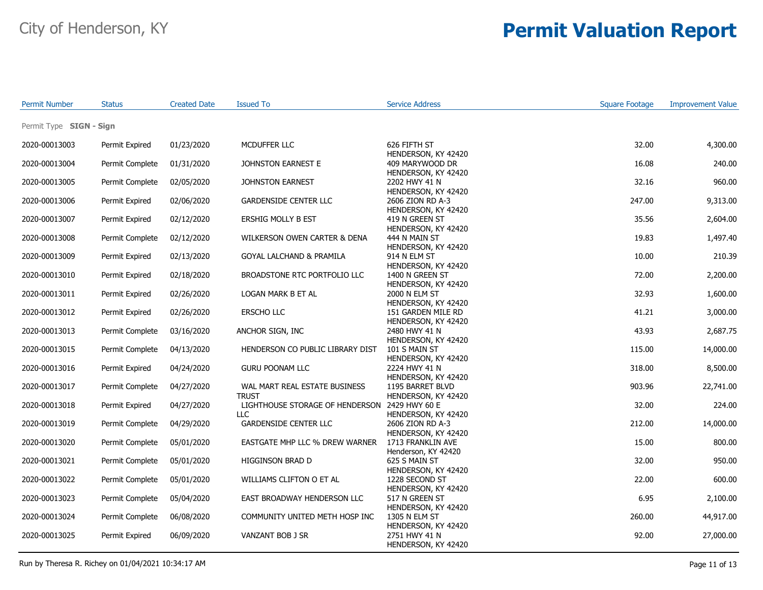# City of Henderson, KY

# Permit Valuation Report

| Permit Number | Status | Created Date | Issued To | Service Address | Square Footage | Improvement Value |
|---|---|---|---|---|---|---|
| Permit Type **SIGN - Sign** | | | | | | |
| 2020-00013003 | Permit Expired | 01/23/2020 | MCDUFFER LLC | 626 FIFTH ST HENDERSON, KY 42420 | 32.00 | 4,300.00 |
| 2020-00013004 | Permit Complete | 01/31/2020 | JOHNSTON EARNEST E | 409 MARYWOOD DR HENDERSON, KY 42420 | 16.08 | 240.00 |
| 2020-00013005 | Permit Complete | 02/05/2020 | JOHNSTON EARNEST | 2202 HWY 41 N HENDERSON, KY 42420 | 32.16 | 960.00 |
| 2020-00013006 | Permit Expired | 02/06/2020 | GARDENSIDE CENTER LLC | 2606 ZION RD A-3 HENDERSON, KY 42420 | 247.00 | 9,313.00 |
| 2020-00013007 | Permit Expired | 02/12/2020 | ERSHIG MOLLY B EST | 419 N GREEN ST HENDERSON, KY 42420 | 35.56 | 2,604.00 |
| 2020-00013008 | Permit Complete | 02/12/2020 | WILKERSON OWEN CARTER & DENA | 444 N MAIN ST HENDERSON, KY 42420 | 19.83 | 1,497.40 |
| 2020-00013009 | Permit Expired | 02/13/2020 | GOYAL LALCHAND & PRAMILA | 914 N ELM ST HENDERSON, KY 42420 | 10.00 | 210.39 |
| 2020-00013010 | Permit Expired | 02/18/2020 | BROADSTONE RTC PORTFOLIO LLC | 1400 N GREEN ST HENDERSON, KY 42420 | 72.00 | 2,200.00 |
| 2020-00013011 | Permit Expired | 02/26/2020 | LOGAN MARK B ET AL | 2000 N ELM ST HENDERSON, KY 42420 | 32.93 | 1,600.00 |
| 2020-00013012 | Permit Expired | 02/26/2020 | ERSCHO LLC | 151 GARDEN MILE RD HENDERSON, KY 42420 | 41.21 | 3,000.00 |
| 2020-00013013 | Permit Complete | 03/16/2020 | ANCHOR SIGN, INC | 2480 HWY 41 N HENDERSON, KY 42420 | 43.93 | 2,687.75 |
| 2020-00013015 | Permit Complete | 04/13/2020 | HENDERSON CO PUBLIC LIBRARY DIST | 101 S MAIN ST HENDERSON, KY 42420 | 115.00 | 14,000.00 |
| 2020-00013016 | Permit Expired | 04/24/2020 | GURU POONAM LLC | 2224 HWY 41 N HENDERSON, KY 42420 | 318.00 | 8,500.00 |
| 2020-00013017 | Permit Complete | 04/27/2020 | WAL MART REAL ESTATE BUSINESS TRUST | 1195 BARRET BLVD HENDERSON, KY 42420 | 903.96 | 22,741.00 |
| 2020-00013018 | Permit Expired | 04/27/2020 | LIGHTHOUSE STORAGE OF HENDERSON LLC | 2429 HWY 60 E HENDERSON, KY 42420 | 32.00 | 224.00 |
| 2020-00013019 | Permit Complete | 04/29/2020 | GARDENSIDE CENTER LLC | 2606 ZION RD A-3 HENDERSON, KY 42420 | 212.00 | 14,000.00 |
| 2020-00013020 | Permit Complete | 05/01/2020 | EASTGATE MHP LLC % DREW WARNER | 1713 FRANKLIN AVE Henderson, KY 42420 | 15.00 | 800.00 |
| 2020-00013021 | Permit Complete | 05/01/2020 | HIGGINSON BRAD D | 625 S MAIN ST HENDERSON, KY 42420 | 32.00 | 950.00 |
| 2020-00013022 | Permit Complete | 05/01/2020 | WILLIAMS CLIFTON O ET AL | 1228 SECOND ST HENDERSON, KY 42420 | 22.00 | 600.00 |
| 2020-00013023 | Permit Complete | 05/04/2020 | EAST BROADWAY HENDERSON LLC | 517 N GREEN ST HENDERSON, KY 42420 | 6.95 | 2,100.00 |
| 2020-00013024 | Permit Complete | 06/08/2020 | COMMUNITY UNITED METH HOSP INC | 1305 N ELM ST HENDERSON, KY 42420 | 260.00 | 44,917.00 |
| 2020-00013025 | Permit Expired | 06/09/2020 | VANZANT BOB J SR | 2751 HWY 41 N HENDERSON, KY 42420 | 92.00 | 27,000.00 |

Run by Theresa R. Richey on 01/04/2021 10:34:17 AM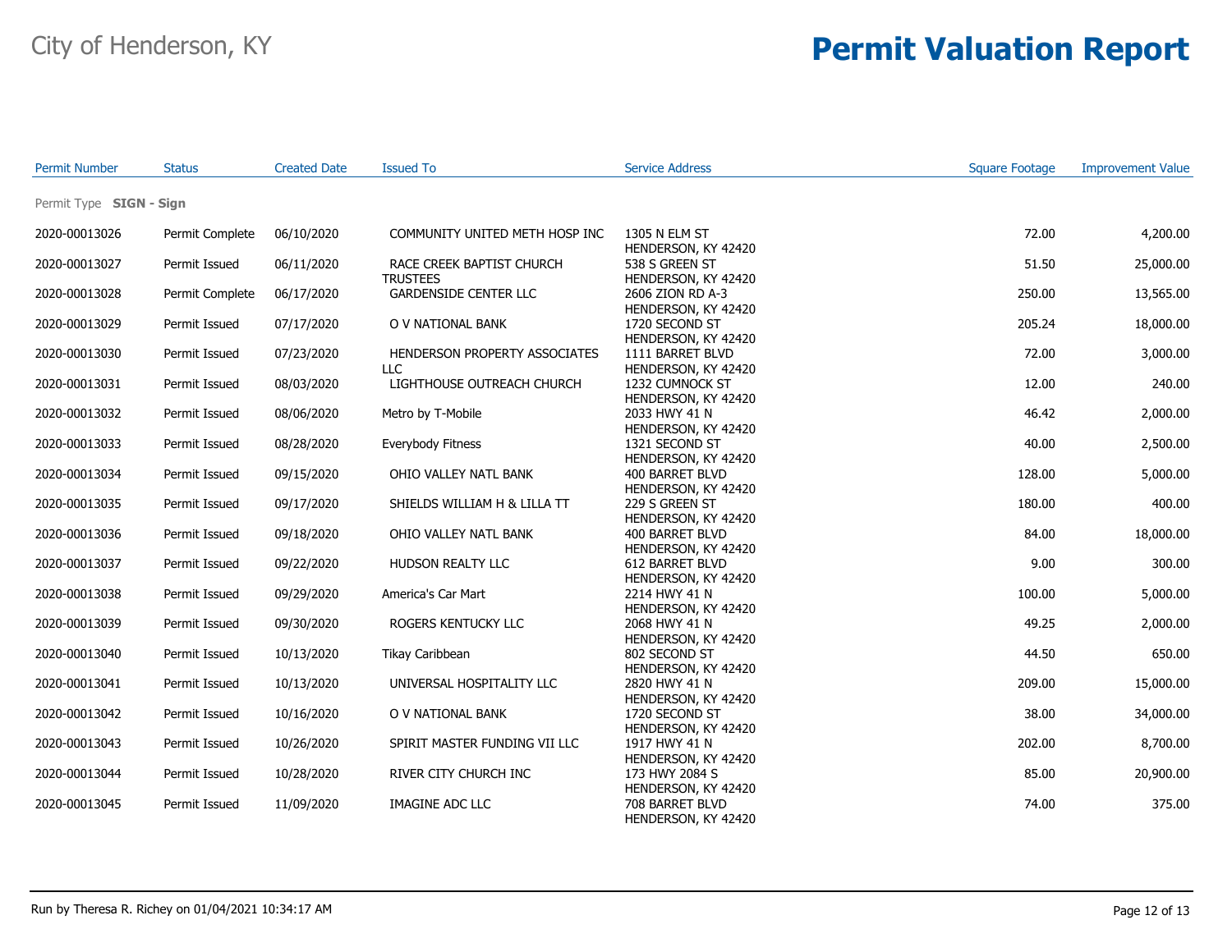City of Henderson, KY

# Permit Valuation Report

| Permit Number | Status | Created Date | Issued To | Service Address | Square Footage | Improvement Value |
|---|---|---|---|---|---|---|
| Permit Type **SIGN - Sign** | | | | | | |
| 2020-00013026 | Permit Complete | 06/10/2020 | COMMUNITY UNITED METH HOSP INC | 1305 N ELM ST HENDERSON, KY 42420 | 72.00 | 4,200.00 |
| 2020-00013027 | Permit Issued | 06/11/2020 | RACE CREEK BAPTIST CHURCH TRUSTEES | 538 S GREEN ST HENDERSON, KY 42420 | 51.50 | 25,000.00 |
| 2020-00013028 | Permit Complete | 06/17/2020 | GARDENSIDE CENTER LLC | 2606 ZION RD A-3 HENDERSON, KY 42420 | 250.00 | 13,565.00 |
| 2020-00013029 | Permit Issued | 07/17/2020 | O V NATIONAL BANK | 1720 SECOND ST HENDERSON, KY 42420 | 205.24 | 18,000.00 |
| 2020-00013030 | Permit Issued | 07/23/2020 | HENDERSON PROPERTY ASSOCIATES LLC | 1111 BARRET BLVD HENDERSON, KY 42420 | 72.00 | 3,000.00 |
| 2020-00013031 | Permit Issued | 08/03/2020 | LIGHTHOUSE OUTREACH CHURCH | 1232 CUMNOCK ST HENDERSON, KY 42420 | 12.00 | 240.00 |
| 2020-00013032 | Permit Issued | 08/06/2020 | Metro by T-Mobile | 2033 HWY 41 N HENDERSON, KY 42420 | 46.42 | 2,000.00 |
| 2020-00013033 | Permit Issued | 08/28/2020 | Everybody Fitness | 1321 SECOND ST HENDERSON, KY 42420 | 40.00 | 2,500.00 |
| 2020-00013034 | Permit Issued | 09/15/2020 | OHIO VALLEY NATL BANK | 400 BARRET BLVD HENDERSON, KY 42420 | 128.00 | 5,000.00 |
| 2020-00013035 | Permit Issued | 09/17/2020 | SHIELDS WILLIAM H & LILLA TT | 229 S GREEN ST HENDERSON, KY 42420 | 180.00 | 400.00 |
| 2020-00013036 | Permit Issued | 09/18/2020 | OHIO VALLEY NATL BANK | 400 BARRET BLVD HENDERSON, KY 42420 | 84.00 | 18,000.00 |
| 2020-00013037 | Permit Issued | 09/22/2020 | HUDSON REALTY LLC | 612 BARRET BLVD HENDERSON, KY 42420 | 9.00 | 300.00 |
| 2020-00013038 | Permit Issued | 09/29/2020 | America's Car Mart | 2214 HWY 41 N HENDERSON, KY 42420 | 100.00 | 5,000.00 |
| 2020-00013039 | Permit Issued | 09/30/2020 | ROGERS KENTUCKY LLC | 2068 HWY 41 N HENDERSON, KY 42420 | 49.25 | 2,000.00 |
| 2020-00013040 | Permit Issued | 10/13/2020 | Tikay Caribbean | 802 SECOND ST HENDERSON, KY 42420 | 44.50 | 650.00 |
| 2020-00013041 | Permit Issued | 10/13/2020 | UNIVERSAL HOSPITALITY LLC | 2820 HWY 41 N HENDERSON, KY 42420 | 209.00 | 15,000.00 |
| 2020-00013042 | Permit Issued | 10/16/2020 | O V NATIONAL BANK | 1720 SECOND ST HENDERSON, KY 42420 | 38.00 | 34,000.00 |
| 2020-00013043 | Permit Issued | 10/26/2020 | SPIRIT MASTER FUNDING VII LLC | 1917 HWY 41 N HENDERSON, KY 42420 | 202.00 | 8,700.00 |
| 2020-00013044 | Permit Issued | 10/28/2020 | RIVER CITY CHURCH INC | 173 HWY 2084 S HENDERSON, KY 42420 | 85.00 | 20,900.00 |
| 2020-00013045 | Permit Issued | 11/09/2020 | IMAGINE ADC LLC | 708 BARRET BLVD HENDERSON, KY 42420 | 74.00 | 375.00 |

Run by Theresa R. Richey on 01/04/2021 10:34:17 AM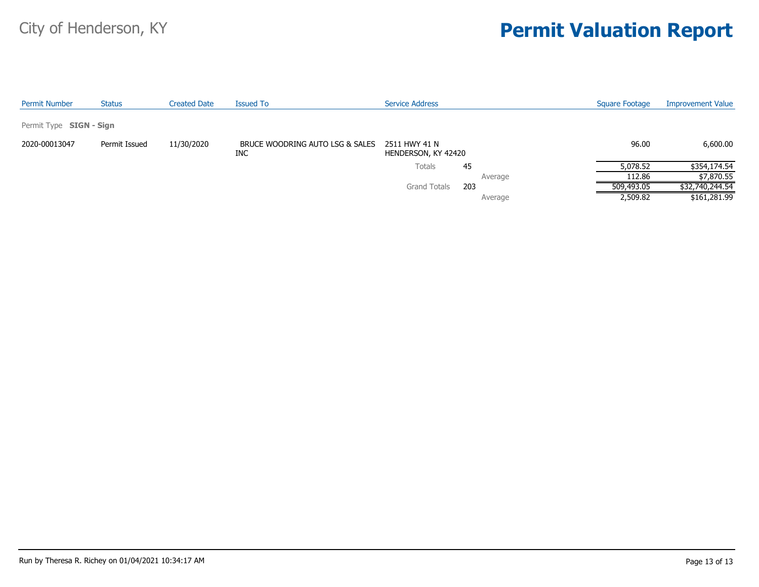# City of Henderson, KY

# Permit Valuation Report

| Permit Number | Status | Created Date | Issued To | Service Address | | | Square Footage | Improvement Value |
|---|---|---|---|---|---|---|---|---|
| Permit Type **SIGN - Sign** | | | | | | | | |
| 2020-00013047 | Permit Issued | 11/30/2020 | BRUCE WOODRING AUTO LSG & SALES INC | 2511 HWY 41 N HENDERSON, KY 42420 | | | 96.00 | 6,600.00 |
| | | | | Totals | 45 | | 5,078.52 | $354,174.54 |
| | | | | | | Average | 112.86 | $7,870.55 |
| | | | | Grand Totals | 203 | | 509,493.05 | $32,740,244.54 |
| | | | | | | Average | 2,509.82 | $161,281.99 |

Run by Theresa R. Richey on 01/04/2021 10:34:17 AM